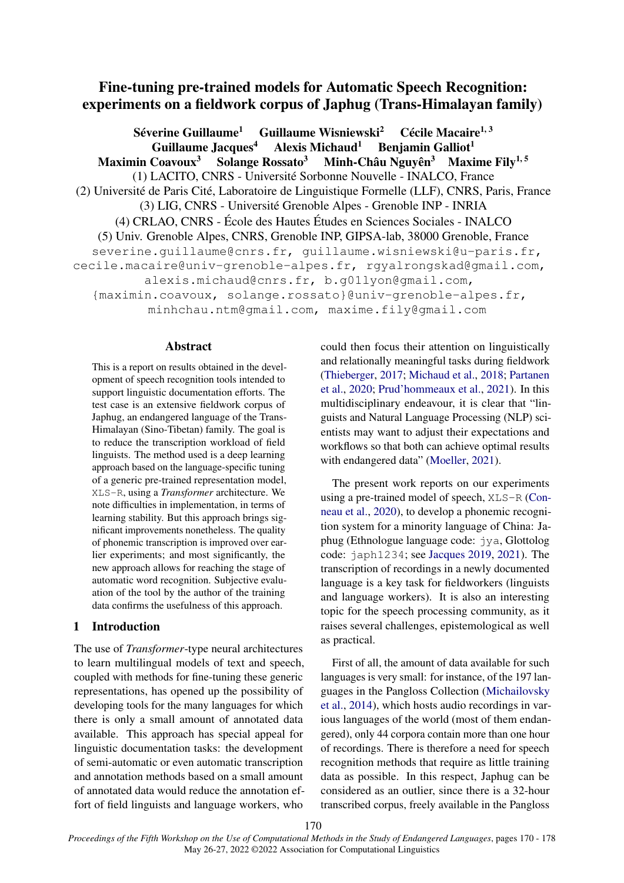# Fine-tuning pre-trained models for Automatic Speech Recognition: experiments on a fieldwork corpus of Japhug (Trans-Himalayan family)

**Séverine Guillaume[1] Guillaume Wisniewski[2] Cécile Macaire[1, 3] Guillaume Jacques[4] Alexis Michaud[1] Benjamin Galliot[1] Maximin Coavoux[3] Solange Rossato[3] Minh-Châu Nguyên[3] Maxime Fily[1, 5]**

(1) LACITO, CNRS - Université Sorbonne Nouvelle - INALCO, France
(2) Université de Paris Cité, Laboratoire de Linguistique Formelle (LLF), CNRS, Paris, France
(3) LIG, CNRS - Université Grenoble Alpes - Grenoble INP - INRIA
(4) CRLAO, CNRS - École des Hautes Études en Sciences Sociales - INALCO
(5) Univ. Grenoble Alpes, CNRS, Grenoble INP, GIPSA-lab, 38000 Grenoble, France

severine.guillaume@cnrs.fr, guillaume.wisniewski@u-paris.fr, cecile.macaire@univ-grenoble-alpes.fr, rgyalrongskad@gmail.com, alexis.michaud@cnrs.fr, b.g01lyon@gmail.com, {maximin.coavoux, solange.rossato}@univ-grenoble-alpes.fr, minhchau.ntm@gmail.com, maxime.fily@gmail.com

## Abstract

This is a report on results obtained in the development of speech recognition tools intended to support linguistic documentation efforts. The test case is an extensive fieldwork corpus of Japhug, an endangered language of the Trans-Himalayan (Sino-Tibetan) family. The goal is to reduce the transcription workload of field linguists. The method used is a deep learning approach based on the language-specific tuning of a generic pre-trained representation model, `XLS-R`, using a *Transformer* architecture. We note difficulties in implementation, in terms of learning stability. But this approach brings significant improvements nonetheless. The quality of phonemic transcription is improved over earlier experiments; and most significantly, the new approach allows for reaching the stage of automatic word recognition. Subjective evaluation of the tool by the author of the training data confirms the usefulness of this approach.

## 1 Introduction

The use of *Transformer*-type neural architectures to learn multilingual models of text and speech, coupled with methods for fine-tuning these generic representations, has opened up the possibility of developing tools for the many languages for which there is only a small amount of annotated data available. This approach has special appeal for linguistic documentation tasks: the development of semi-automatic or even automatic transcription and annotation methods based on a small amount of annotated data would reduce the annotation effort of field linguists and language workers, who could then focus their attention on linguistically and relationally meaningful tasks during fieldwork (Thieberger, 2017; Michaud et al., 2018; Partanen et al., 2020; Prud'hommeaux et al., 2021). In this multidisciplinary endeavour, it is clear that "linguists and Natural Language Processing (NLP) scientists may want to adjust their expectations and workflows so that both can achieve optimal results with endangered data" (Moeller, 2021).

The present work reports on our experiments using a pre-trained model of speech, `XLS-R` (Conneau et al., 2020), to develop a phonemic recognition system for a minority language of China: Japhug (Ethnologue language code: `jya`, Glottolog code: `japh1234`; see Jacques 2019, 2021). The transcription of recordings in a newly documented language is a key task for fieldworkers (linguists and language workers). It is also an interesting topic for the speech processing community, as it raises several challenges, epistemological as well as practical.

First of all, the amount of data available for such languages is very small: for instance, of the 197 languages in the Pangloss Collection (Michailovsky et al., 2014), which hosts audio recordings in various languages of the world (most of them endangered), only 44 corpora contain more than one hour of recordings. There is therefore a need for speech recognition methods that require as little training data as possible. In this respect, Japhug can be considered as an outlier, since there is a 32-hour transcribed corpus, freely available in the Pangloss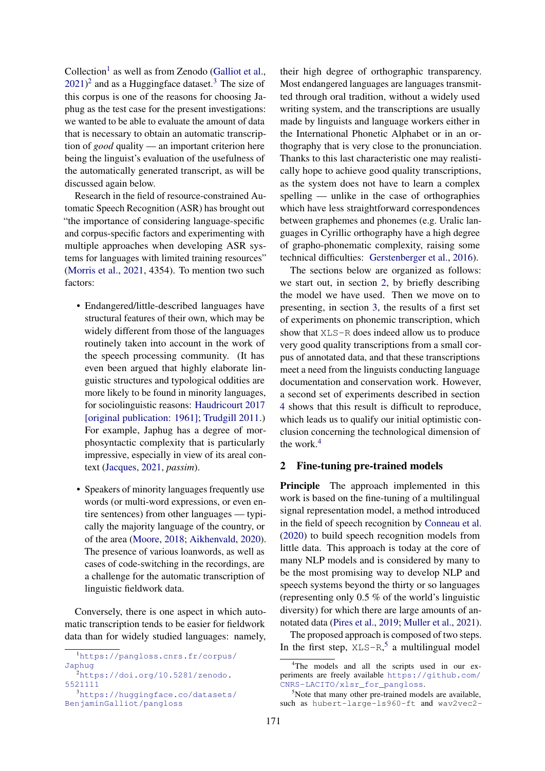Collection[1] as well as from Zenodo (Galliot et al., 2021)[2] and as a Huggingface dataset.[3] The size of this corpus is one of the reasons for choosing Japhug as the test case for the present investigations: we wanted to be able to evaluate the amount of data that is necessary to obtain an automatic transcription of *good* quality — an important criterion here being the linguist's evaluation of the usefulness of the automatically generated transcript, as will be discussed again below.

Research in the field of resource-constrained Automatic Speech Recognition (ASR) has brought out "the importance of considering language-specific and corpus-specific factors and experimenting with multiple approaches when developing ASR systems for languages with limited training resources" (Morris et al., 2021, 4354). To mention two such factors:

- Endangered/little-described languages have structural features of their own, which may be widely different from those of the languages routinely taken into account in the work of the speech processing community. (It has even been argued that highly elaborate linguistic structures and typological oddities are more likely to be found in minority languages, for sociolinguistic reasons: Haudricourt 2017 [original publication: 1961]; Trudgill 2011.) For example, Japhug has a degree of morphosyntactic complexity that is particularly impressive, especially in view of its areal context (Jacques, 2021, *passim*).
- Speakers of minority languages frequently use words (or multi-word expressions, or even entire sentences) from other languages — typically the majority language of the country, or of the area (Moore, 2018; Aikhenvald, 2020). The presence of various loanwords, as well as cases of code-switching in the recordings, are a challenge for the automatic transcription of linguistic fieldwork data.

Conversely, there is one aspect in which automatic transcription tends to be easier for fieldwork data than for widely studied languages: namely, their high degree of orthographic transparency. Most endangered languages are languages transmitted through oral tradition, without a widely used writing system, and the transcriptions are usually made by linguists and language workers either in the International Phonetic Alphabet or in an orthography that is very close to the pronunciation. Thanks to this last characteristic one may realistically hope to achieve good quality transcriptions, as the system does not have to learn a complex spelling — unlike in the case of orthographies which have less straightforward correspondences between graphemes and phonemes (e.g. Uralic languages in Cyrillic orthography have a high degree of grapho-phonematic complexity, raising some technical difficulties: Gerstenberger et al., 2016).

The sections below are organized as follows: we start out, in section 2, by briefly describing the model we have used. Then we move on to presenting, in section 3, the results of a first set of experiments on phonemic transcription, which show that `XLS-R` does indeed allow us to produce very good quality transcriptions from a small corpus of annotated data, and that these transcriptions meet a need from the linguists conducting language documentation and conservation work. However, a second set of experiments described in section 4 shows that this result is difficult to reproduce, which leads us to qualify our initial optimistic conclusion concerning the technological dimension of the work.[4]

## 2 Fine-tuning pre-trained models

**Principle** The approach implemented in this work is based on the fine-tuning of a multilingual signal representation model, a method introduced in the field of speech recognition by Conneau et al. (2020) to build speech recognition models from little data. This approach is today at the core of many NLP models and is considered by many to be the most promising way to develop NLP and speech systems beyond the thirty or so languages (representing only 0.5 % of the world's linguistic diversity) for which there are large amounts of annotated data (Pires et al., 2019; Muller et al., 2021).

The proposed approach is composed of two steps. In the first step, `XLS-R`,[5] a multilingual model

[1] https://pangloss.cnrs.fr/corpus/Japhug

[2] https://doi.org/10.5281/zenodo.5521111

[3] https://huggingface.co/datasets/BenjaminGalliot/pangloss

[4] The models and all the scripts used in our experiments are freely available https://github.com/CNRS-LACITO/xlsr_for_pangloss.

[5] Note that many other pre-trained models are available, such as `hubert-large-ls960-ft` and `wav2vec2-`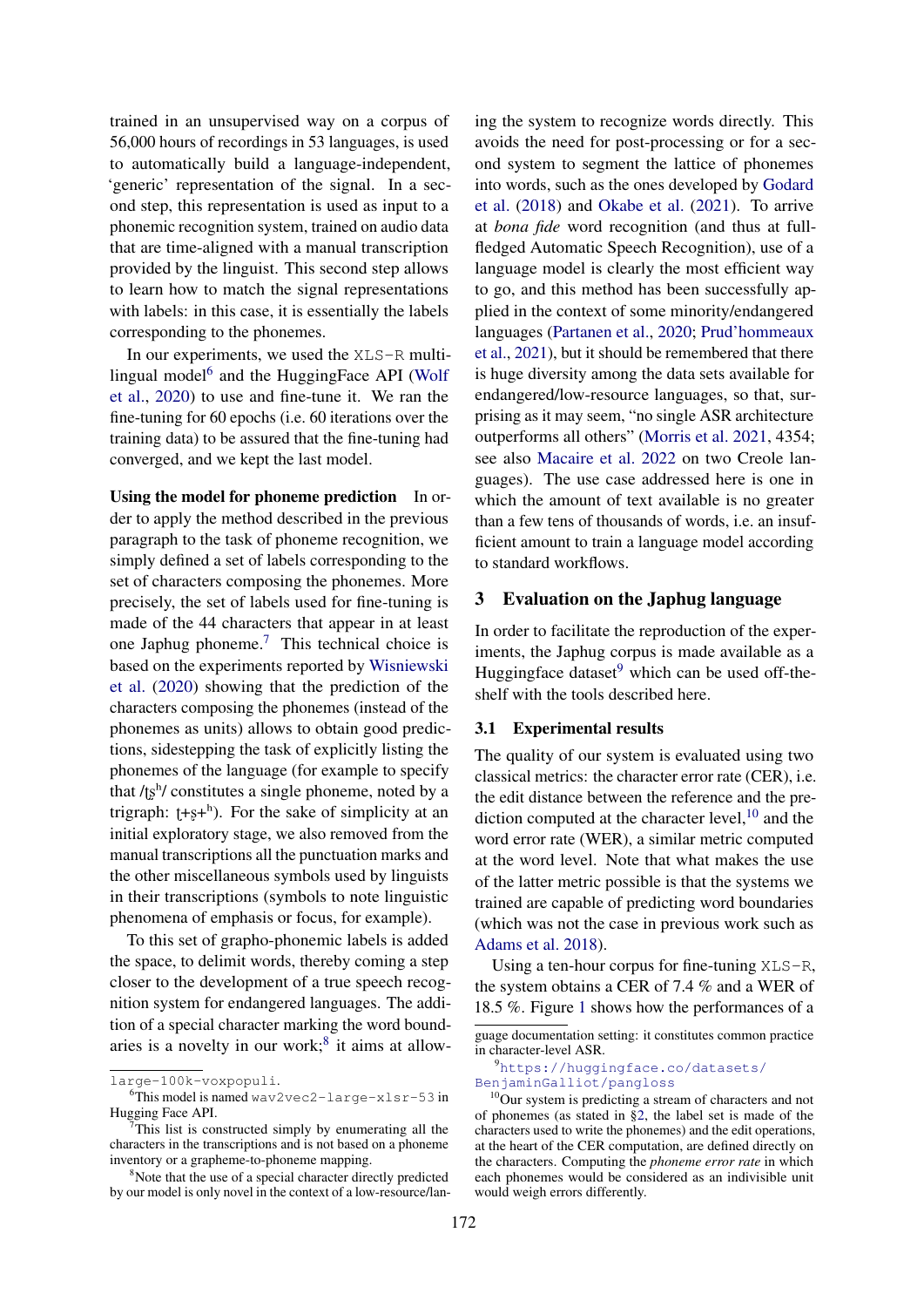trained in an unsupervised way on a corpus of 56,000 hours of recordings in 53 languages, is used to automatically build a language-independent, 'generic' representation of the signal. In a second step, this representation is used as input to a phonemic recognition system, trained on audio data that are time-aligned with a manual transcription provided by the linguist. This second step allows to learn how to match the signal representations with labels: in this case, it is essentially the labels corresponding to the phonemes.

In our experiments, we used the XLS-R multilingual model[6] and the HuggingFace API (Wolf et al., 2020) to use and fine-tune it. We ran the fine-tuning for 60 epochs (i.e. 60 iterations over the training data) to be assured that the fine-tuning had converged, and we kept the last model.

**Using the model for phoneme prediction** In order to apply the method described in the previous paragraph to the task of phoneme recognition, we simply defined a set of labels corresponding to the set of characters composing the phonemes. More precisely, the set of labels used for fine-tuning is made of the 44 characters that appear in at least one Japhug phoneme.[7] This technical choice is based on the experiments reported by Wisniewski et al. (2020) showing that the prediction of the characters composing the phonemes (instead of the phonemes as units) allows to obtain good predictions, sidestepping the task of explicitly listing the phonemes of the language (for example to specify that /ʈʂʰ/ constitutes a single phoneme, noted by a trigraph: ʈ+ʂ+ʰ). For the sake of simplicity at an initial exploratory stage, we also removed from the manual transcriptions all the punctuation marks and the other miscellaneous symbols used by linguists in their transcriptions (symbols to note linguistic phenomena of emphasis or focus, for example).

To this set of grapho-phonemic labels is added the space, to delimit words, thereby coming a step closer to the development of a true speech recognition system for endangered languages. The addition of a special character marking the word boundaries is a novelty in our work;[8] it aims at allowing the system to recognize words directly. This avoids the need for post-processing or for a second system to segment the lattice of phonemes into words, such as the ones developed by Godard et al. (2018) and Okabe et al. (2021). To arrive at *bona fide* word recognition (and thus at full-fledged Automatic Speech Recognition), use of a language model is clearly the most efficient way to go, and this method has been successfully applied in the context of some minority/endangered languages (Partanen et al., 2020; Prud'hommeaux et al., 2021), but it should be remembered that there is huge diversity among the data sets available for endangered/low-resource languages, so that, surprising as it may seem, "no single ASR architecture outperforms all others" (Morris et al. 2021, 4354; see also Macaire et al. 2022 on two Creole languages). The use case addressed here is one in which the amount of text available is no greater than a few tens of thousands of words, i.e. an insufficient amount to train a language model according to standard workflows.

## 3 Evaluation on the Japhug language

In order to facilitate the reproduction of the experiments, the Japhug corpus is made available as a Huggingface dataset[9] which can be used off-the-shelf with the tools described here.

### 3.1 Experimental results

The quality of our system is evaluated using two classical metrics: the character error rate (CER), i.e. the edit distance between the reference and the prediction computed at the character level,[10] and the word error rate (WER), a similar metric computed at the word level. Note that what makes the use of the latter metric possible is that the systems we trained are capable of predicting word boundaries (which was not the case in previous work such as Adams et al. 2018).

Using a ten-hour corpus for fine-tuning XLS-R, the system obtains a CER of 7.4 % and a WER of 18.5 %. Figure 1 shows how the performances of a

---

large-100k-voxpopuli.

[6] This model is named wav2vec2-large-xlsr-53 in Hugging Face API.

[7] This list is constructed simply by enumerating all the characters in the transcriptions and is not based on a phoneme inventory or a grapheme-to-phoneme mapping.

[8] Note that the use of a special character directly predicted by our model is only novel in the context of a low-resource/language documentation setting: it constitutes common practice in character-level ASR.

[9] https://huggingface.co/datasets/BenjaminGalliot/pangloss

[10] Our system is predicting a stream of characters and not of phonemes (as stated in §2, the label set is made of the characters used to write the phonemes) and the edit operations, at the heart of the CER computation, are defined directly on the characters. Computing the *phoneme error rate* in which each phonemes would be considered as an indivisible unit would weigh errors differently.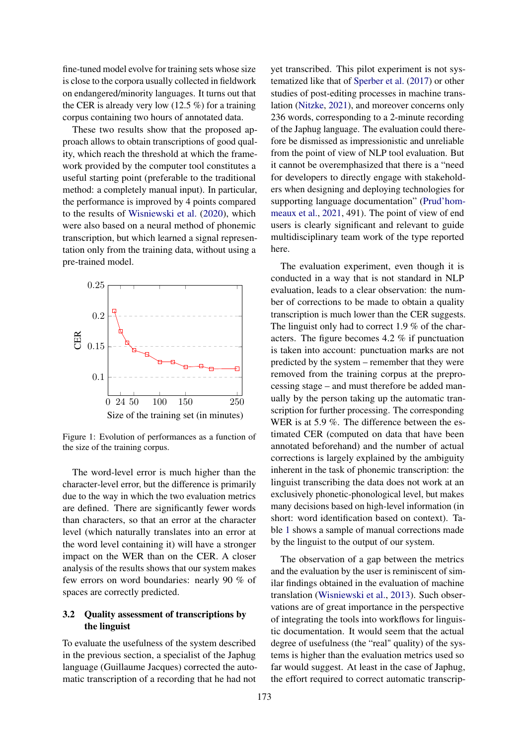fine-tuned model evolve for training sets whose size is close to the corpora usually collected in fieldwork on endangered/minority languages. It turns out that the CER is already very low (12.5 %) for a training corpus containing two hours of annotated data.

These two results show that the proposed approach allows to obtain transcriptions of good quality, which reach the threshold at which the framework provided by the computer tool constitutes a useful starting point (preferable to the traditional method: a completely manual input). In particular, the performance is improved by 4 points compared to the results of Wisniewski et al. (2020), which were also based on a neural method of phonemic transcription, but which learned a signal representation only from the training data, without using a pre-trained model.

Figure 1: Evolution of performances as a function of the size of the training corpus.

The word-level error is much higher than the character-level error, but the difference is primarily due to the way in which the two evaluation metrics are defined. There are significantly fewer words than characters, so that an error at the character level (which naturally translates into an error at the word level containing it) will have a stronger impact on the WER than on the CER. A closer analysis of the results shows that our system makes few errors on word boundaries: nearly 90 % of spaces are correctly predicted.

### 3.2 Quality assessment of transcriptions by the linguist

To evaluate the usefulness of the system described in the previous section, a specialist of the Japhug language (Guillaume Jacques) corrected the automatic transcription of a recording that he had not yet transcribed. This pilot experiment is not systematized like that of Sperber et al. (2017) or other studies of post-editing processes in machine translation (Nitzke, 2021), and moreover concerns only 236 words, corresponding to a 2-minute recording of the Japhug language. The evaluation could therefore be dismissed as impressionistic and unreliable from the point of view of NLP tool evaluation. But it cannot be overemphasized that there is a "need for developers to directly engage with stakeholders when designing and deploying technologies for supporting language documentation" (Prud'hommeaux et al., 2021, 491). The point of view of end users is clearly significant and relevant to guide multidisciplinary team work of the type reported here.

The evaluation experiment, even though it is conducted in a way that is not standard in NLP evaluation, leads to a clear observation: the number of corrections to be made to obtain a quality transcription is much lower than the CER suggests. The linguist only had to correct 1.9 % of the characters. The figure becomes 4.2 % if punctuation is taken into account: punctuation marks are not predicted by the system – remember that they were removed from the training corpus at the preprocessing stage – and must therefore be added manually by the person taking up the automatic transcription for further processing. The corresponding WER is at 5.9 %. The difference between the estimated CER (computed on data that have been annotated beforehand) and the number of actual corrections is largely explained by the ambiguity inherent in the task of phonemic transcription: the linguist transcribing the data does not work at an exclusively phonetic-phonological level, but makes many decisions based on high-level information (in short: word identification based on context). Table 1 shows a sample of manual corrections made by the linguist to the output of our system.

The observation of a gap between the metrics and the evaluation by the user is reminiscent of similar findings obtained in the evaluation of machine translation (Wisniewski et al., 2013). Such observations are of great importance in the perspective of integrating the tools into workflows for linguistic documentation. It would seem that the actual degree of usefulness (the "real" quality) of the systems is higher than the evaluation metrics used so far would suggest. At least in the case of Japhug, the effort required to correct automatic transcrip-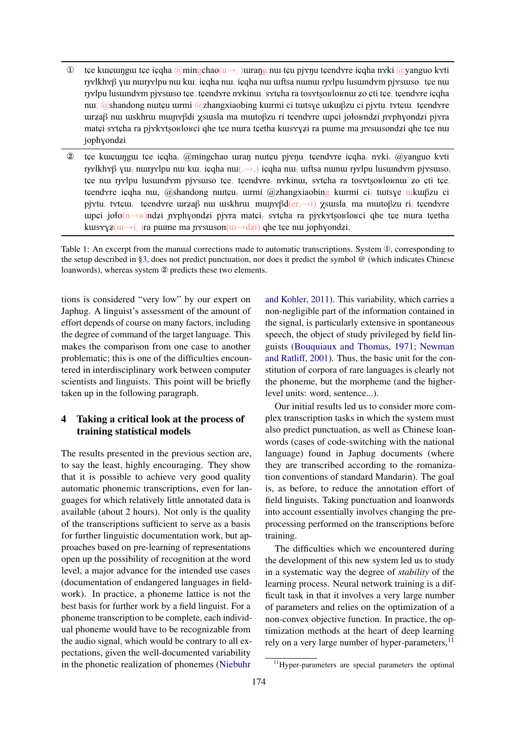| | |
|---|---|
| ① | tɕe kɯɕɯŋgɯ tɕe iɕqha @mingchao(ɯ→.)ɯraŋg nɯ-tɕu pjɤŋu tɕendɤre iɕqha nɤki @yanguo kɤti rjɤlkhɤβ ɣɯ nɯrjɤlpu nɯ kɯ, iɕqha nɯ, iɕqha nɯ ɯftsa nɯnɯ rjɤlpu lusɯndɤm pjɤsɯso. tɕe nɯ rjɤlpu lusɯndɤm pjɤsɯso tɕe, tɕendɤre nɤkinɯ, sɤtɕha ra tosɤtʂoʁloʁnɯ ʐo ɕti tɕe, tɕendɤre iɕqha nɯ, @shandong nɯtɕu ɯrmi @zhangxiaobing kɯrmi ci tɯtsɣe ɯkɯβzu ci pjɤtu, tɤtɕɯ. tɕendɤre ɯrʑaβ nɯ ɯskhrɯ mɯŋɤβdi χsɯsla ma mɯtoβzu ri tɕendɤre ɯpɕi joɬoʁndʑi ɲɤphɣondʑi pjɤra matɕi sɤtɕha ra pjɤkɤtʂoʁloʁci qhe tɕe nura tɕetha kɯsɤɣʑi ra pɯme ma ɲɤsɯsondʑi qhe tɕe nɯ jophɣondʑi. |
| ② | tɕe kɯɕɯŋgɯ tɕe iɕqha, @mingchao ɯraŋ nɯtɕu pjɤŋu. tɕendɤre iɕqha, nɤki, @yanguo kɤti rjɤlkhɤβ ɣɯ, nɯrjɤlpu nɯ kɯ, iɕqha nɯ(.→,) iɕqha nɯ, ɯftsa nɯnɯ rjɤlpu lusɯndɤm pjɤsɯso. tɕe nɯ rjɤlpu lusɯndɤm pjɤsɯso tɕe, tɕendɤre, nɤkinɯ, sɤtɕha ra tosɤtʂoʁloʁnɯ ʐo ɕti tɕe, tɕendɤre iɕqha nɯ, @shandong nɯtɕu, ɯrmi @zhangxiaobing kɯrmi ci, tɯtsɣe ɯkɯβzu ci pjɤtu, tɤtɕɯ. tɕendɤre ɯrʑaβ nɯ ɯskhrɯ, mɯŋɤβd(er,→i) χsɯsla, ma mɯtoβzu ri, tɕendɤre ɯpɕi joɬo(n→ʁ)ndʑi ɲɤphɣondʑi pjɤra matɕi, sɤtɕha ra pjɤkɤtʂoʁloʁci qhe tɕe nura tɕetha kɯsɤɣʑ(ɯ→i,)ra pɯme ma ɲɤsɯson(ɯ→dʑi) qhe tɕe nɯ jophɣondʑi. |

Table 1: An excerpt from the manual corrections made to automatic transcriptions. System ①, corresponding to the setup described in §3, does not predict punctuation, nor does it predict the symbol @ (which indicates Chinese loanwords), whereas system ② predicts these two elements.

tions is considered "very low" by our expert on Japhug. A linguist's assessment of the amount of effort depends of course on many factors, including the degree of command of the target language. This makes the comparison from one case to another problematic; this is one of the difficulties encountered in interdisciplinary work between computer scientists and linguists. This point will be briefly taken up in the following paragraph.

## 4 Taking a critical look at the process of training statistical models

The results presented in the previous section are, to say the least, highly encouraging. They show that it is possible to achieve very good quality automatic phonemic transcriptions, even for languages for which relatively little annotated data is available (about 2 hours). Not only is the quality of the transcriptions sufficient to serve as a basis for further linguistic documentation work, but approaches based on pre-learning of representations open up the possibility of recognition at the word level, a major advance for the intended use cases (documentation of endangered languages in fieldwork). In practice, a phoneme lattice is not the best basis for further work by a field linguist. For a phoneme transcription to be complete, each individual phoneme would have to be recognizable from the audio signal, which would be contrary to all expectations, given the well-documented variability in the phonetic realization of phonemes (Niebuhr and Kohler, 2011). This variability, which carries a non-negligible part of the information contained in the signal, is particularly extensive in spontaneous speech, the object of study privileged by field linguists (Bouquiaux and Thomas, 1971; Newman and Ratliff, 2001). Thus, the basic unit for the constitution of corpora of rare languages is clearly not the phoneme, but the morpheme (and the higher-level units: word, sentence...).

Our initial results led us to consider more complex transcription tasks in which the system must also predict punctuation, as well as Chinese loanwords (cases of code-switching with the national language) found in Japhug documents (where they are transcribed according to the romanization conventions of standard Mandarin). The goal is, as before, to reduce the annotation effort of field linguists. Taking punctuation and loanwords into account essentially involves changing the preprocessing performed on the transcriptions before training.

The difficulties which we encountered during the development of this new system led us to study in a systematic way the degree of *stability* of the learning process. Neural network training is a difficult task in that it involves a very large number of parameters and relies on the optimization of a non-convex objective function. In practice, the optimization methods at the heart of deep learning rely on a very large number of hyper-parameters,[11]

[11] Hyper-parameters are special parameters the optimal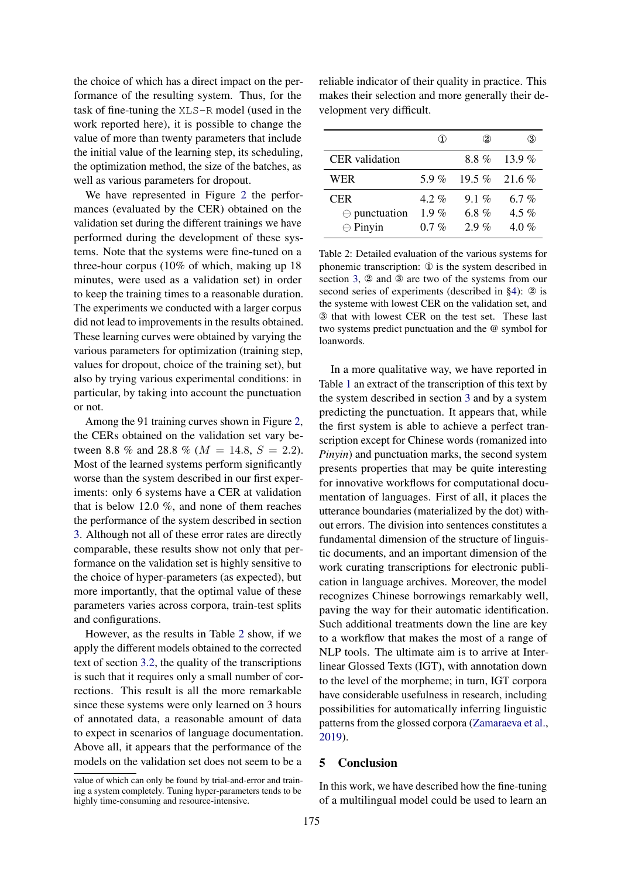the choice of which has a direct impact on the performance of the resulting system. Thus, for the task of fine-tuning the `XLS-R` model (used in the work reported here), it is possible to change the value of more than twenty parameters that include the initial value of the learning step, its scheduling, the optimization method, the size of the batches, as well as various parameters for dropout.

We have represented in Figure 2 the performances (evaluated by the CER) obtained on the validation set during the different trainings we have performed during the development of these systems. Note that the systems were fine-tuned on a three-hour corpus (10% of which, making up 18 minutes, were used as a validation set) in order to keep the training times to a reasonable duration. The experiments we conducted with a larger corpus did not lead to improvements in the results obtained. These learning curves were obtained by varying the various parameters for optimization (training step, values for dropout, choice of the training set), but also by trying various experimental conditions: in particular, by taking into account the punctuation or not.

Among the 91 training curves shown in Figure 2, the CERs obtained on the validation set vary between 8.8 % and 28.8 % ($M = 14.8$, $S = 2.2$). Most of the learned systems perform significantly worse than the system described in our first experiments: only 6 systems have a CER at validation that is below 12.0 %, and none of them reaches the performance of the system described in section 3. Although not all of these error rates are directly comparable, these results show not only that performance on the validation set is highly sensitive to the choice of hyper-parameters (as expected), but more importantly, that the optimal value of these parameters varies across corpora, train-test splits and configurations.

However, as the results in Table 2 show, if we apply the different models obtained to the corrected text of section 3.2, the quality of the transcriptions is such that it requires only a small number of corrections. This result is all the more remarkable since these systems were only learned on 3 hours of annotated data, a reasonable amount of data to expect in scenarios of language documentation. Above all, it appears that the performance of the models on the validation set does not seem to be a reliable indicator of their quality in practice. This makes their selection and more generally their development very difficult.

value of which can only be found by trial-and-error and training a system completely. Tuning hyper-parameters tends to be highly time-consuming and resource-intensive.

| | ① | ② | ③ |
|---|---|---|---|
| CER validation | | 8.8 % | 13.9 % |
| WER | 5.9 % | 19.5 % | 21.6 % |
| CER | 4.2 % | 9.1 % | 6.7 % |
| ⊖ punctuation | 1.9 % | 6.8 % | 4.5 % |
| ⊖ Pinyin | 0.7 % | 2.9 % | 4.0 % |

Table 2: Detailed evaluation of the various systems for phonemic transcription: ① is the system described in section 3, ② and ③ are two of the systems from our second series of experiments (described in §4): ② is the systeme with lowest CER on the validation set, and ③ that with lowest CER on the test set. These last two systems predict punctuation and the @ symbol for loanwords.

In a more qualitative way, we have reported in Table 1 an extract of the transcription of this text by the system described in section 3 and by a system predicting the punctuation. It appears that, while the first system is able to achieve a perfect transcription except for Chinese words (romanized into *Pinyin*) and punctuation marks, the second system presents properties that may be quite interesting for innovative workflows for computational documentation of languages. First of all, it places the utterance boundaries (materialized by the dot) without errors. The division into sentences constitutes a fundamental dimension of the structure of linguistic documents, and an important dimension of the work curating transcriptions for electronic publication in language archives. Moreover, the model recognizes Chinese borrowings remarkably well, paving the way for their automatic identification. Such additional treatments down the line are key to a workflow that makes the most of a range of NLP tools. The ultimate aim is to arrive at Interlinear Glossed Texts (IGT), with annotation down to the level of the morpheme; in turn, IGT corpora have considerable usefulness in research, including possibilities for automatically inferring linguistic patterns from the glossed corpora (Zamaraeva et al., 2019).

## 5 Conclusion

In this work, we have described how the fine-tuning of a multilingual model could be used to learn an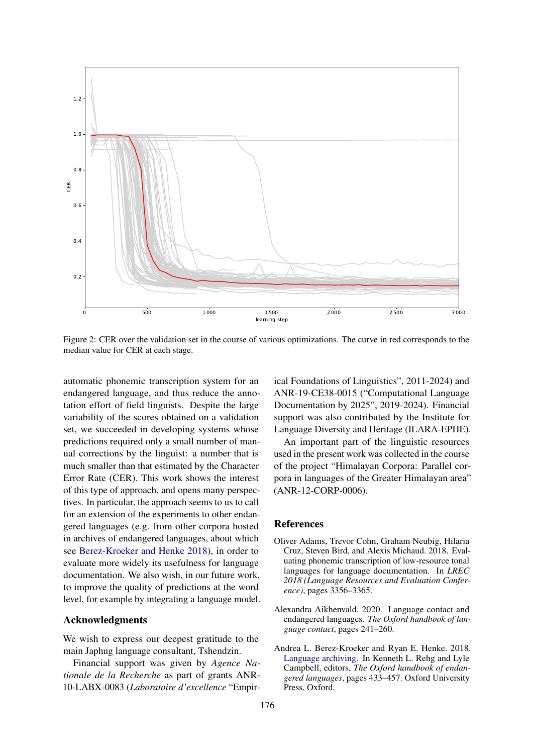Figure 2: CER over the validation set in the course of various optimizations. The curve in red corresponds to the median value for CER at each stage.

automatic phonemic transcription system for an endangered language, and thus reduce the annotation effort of field linguists. Despite the large variability of the scores obtained on a validation set, we succeeded in developing systems whose predictions required only a small number of manual corrections by the linguist: a number that is much smaller than that estimated by the Character Error Rate (CER). This work shows the interest of this type of approach, and opens many perspectives. In particular, the approach seems to us to call for an extension of the experiments to other endangered languages (e.g. from other corpora hosted in archives of endangered languages, about which see Berez-Kroeker and Henke 2018), in order to evaluate more widely its usefulness for language documentation. We also wish, in our future work, to improve the quality of predictions at the word level, for example by integrating a language model.

## Acknowledgments

We wish to express our deepest gratitude to the main Japhug language consultant, Tshendzin.

Financial support was given by *Agence Nationale de la Recherche* as part of grants ANR-10-LABX-0083 (*Laboratoire d'excellence* "Empirical Foundations of Linguistics", 2011-2024) and ANR-19-CE38-0015 ("Computational Language Documentation by 2025", 2019-2024). Financial support was also contributed by the Institute for Language Diversity and Heritage (ILARA-EPHE).

An important part of the linguistic resources used in the present work was collected in the course of the project "Himalayan Corpora: Parallel corpora in languages of the Greater Himalayan area" (ANR-12-CORP-0006).

## References

Oliver Adams, Trevor Cohn, Graham Neubig, Hilaria Cruz, Steven Bird, and Alexis Michaud. 2018. Evaluating phonemic transcription of low-resource tonal languages for language documentation. In *LREC 2018 (Language Resources and Evaluation Conference)*, pages 3356–3365.

Alexandra Aikhenvald. 2020. Language contact and endangered languages. *The Oxford handbook of language contact*, pages 241–260.

Andrea L. Berez-Kroeker and Ryan E. Henke. 2018. Language archiving. In Kenneth L. Rehg and Lyle Campbell, editors, *The Oxford handbook of endangered languages*, pages 433–457. Oxford University Press, Oxford.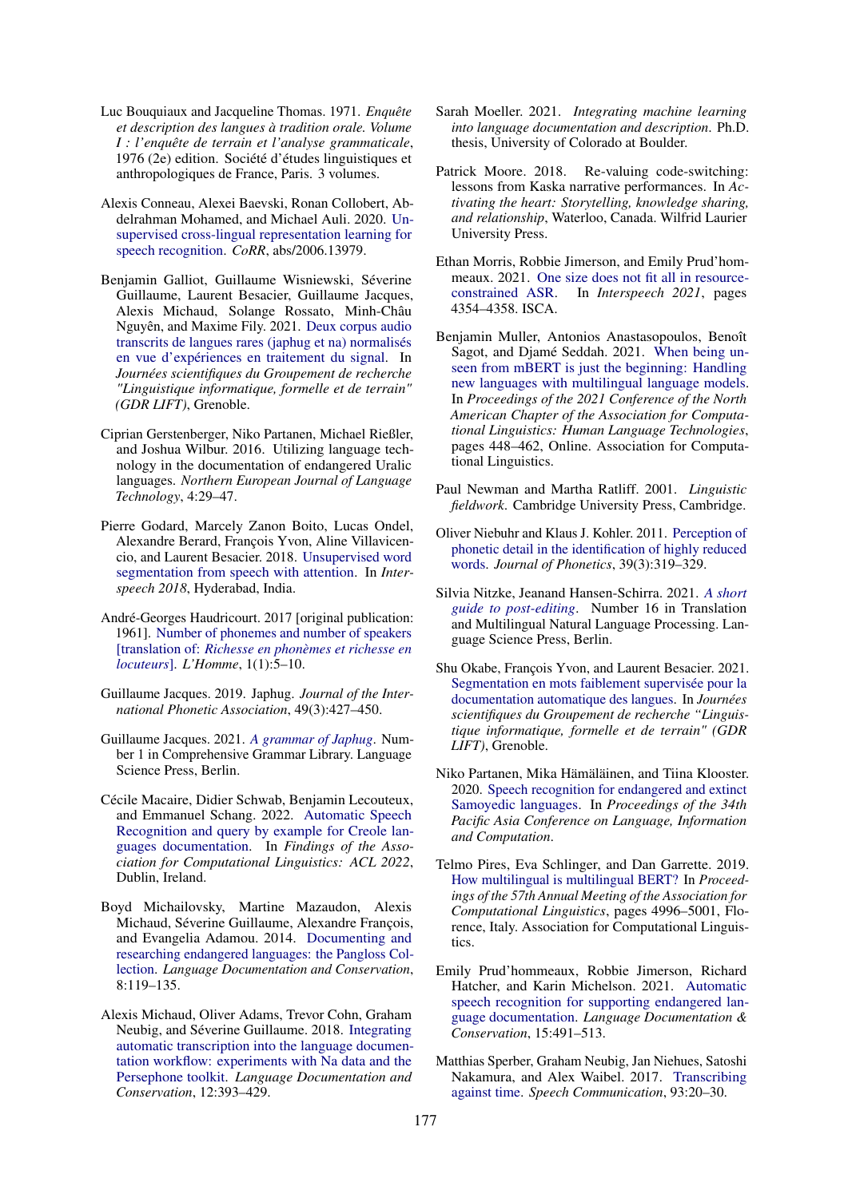Luc Bouquiaux and Jacqueline Thomas. 1971. *Enquête et description des langues à tradition orale. Volume I : l'enquête de terrain et l'analyse grammaticale*, 1976 (2e) edition. Société d'études linguistiques et anthropologiques de France, Paris. 3 volumes.

Alexis Conneau, Alexei Baevski, Ronan Collobert, Abdelrahman Mohamed, and Michael Auli. 2020. Unsupervised cross-lingual representation learning for speech recognition. *CoRR*, abs/2006.13979.

Benjamin Galliot, Guillaume Wisniewski, Séverine Guillaume, Laurent Besacier, Guillaume Jacques, Alexis Michaud, Solange Rossato, Minh-Châu Nguyên, and Maxime Fily. 2021. Deux corpus audio transcrits de langues rares (japhug et na) normalisés en vue d'expériences en traitement du signal. In *Journées scientifiques du Groupement de recherche "Linguistique informatique, formelle et de terrain" (GDR LIFT)*, Grenoble.

Ciprian Gerstenberger, Niko Partanen, Michael Rießler, and Joshua Wilbur. 2016. Utilizing language technology in the documentation of endangered Uralic languages. *Northern European Journal of Language Technology*, 4:29–47.

Pierre Godard, Marcely Zanon Boito, Lucas Ondel, Alexandre Berard, François Yvon, Aline Villavicencio, and Laurent Besacier. 2018. Unsupervised word segmentation from speech with attention. In *Interspeech 2018*, Hyderabad, India.

André-Georges Haudricourt. 2017 [original publication: 1961]. Number of phonemes and number of speakers [translation of: *Richesse en phonèmes et richesse en locuteurs*]. *L'Homme*, 1(1):5–10.

Guillaume Jacques. 2019. Japhug. *Journal of the International Phonetic Association*, 49(3):427–450.

Guillaume Jacques. 2021. *A grammar of Japhug*. Number 1 in Comprehensive Grammar Library. Language Science Press, Berlin.

Cécile Macaire, Didier Schwab, Benjamin Lecouteux, and Emmanuel Schang. 2022. Automatic Speech Recognition and query by example for Creole languages documentation. In *Findings of the Association for Computational Linguistics: ACL 2022*, Dublin, Ireland.

Boyd Michailovsky, Martine Mazaudon, Alexis Michaud, Séverine Guillaume, Alexandre François, and Evangelia Adamou. 2014. Documenting and researching endangered languages: the Pangloss Collection. *Language Documentation and Conservation*, 8:119–135.

Alexis Michaud, Oliver Adams, Trevor Cohn, Graham Neubig, and Séverine Guillaume. 2018. Integrating automatic transcription into the language documentation workflow: experiments with Na data and the Persephone toolkit. *Language Documentation and Conservation*, 12:393–429.

Sarah Moeller. 2021. *Integrating machine learning into language documentation and description*. Ph.D. thesis, University of Colorado at Boulder.

Patrick Moore. 2018. Re-valuing code-switching: lessons from Kaska narrative performances. In *Activating the heart: Storytelling, knowledge sharing, and relationship*, Waterloo, Canada. Wilfrid Laurier University Press.

Ethan Morris, Robbie Jimerson, and Emily Prud'hommeaux. 2021. One size does not fit all in resource-constrained ASR. In *Interspeech 2021*, pages 4354–4358. ISCA.

Benjamin Muller, Antonios Anastasopoulos, Benoît Sagot, and Djamé Seddah. 2021. When being unseen from mBERT is just the beginning: Handling new languages with multilingual language models. In *Proceedings of the 2021 Conference of the North American Chapter of the Association for Computational Linguistics: Human Language Technologies*, pages 448–462, Online. Association for Computational Linguistics.

Paul Newman and Martha Ratliff. 2001. *Linguistic fieldwork*. Cambridge University Press, Cambridge.

Oliver Niebuhr and Klaus J. Kohler. 2011. Perception of phonetic detail in the identification of highly reduced words. *Journal of Phonetics*, 39(3):319–329.

Silvia Nitzke, Jeanand Hansen-Schirra. 2021. *A short guide to post-editing*. Number 16 in Translation and Multilingual Natural Language Processing. Language Science Press, Berlin.

Shu Okabe, François Yvon, and Laurent Besacier. 2021. Segmentation en mots faiblement supervisée pour la documentation automatique des langues. In *Journées scientifiques du Groupement de recherche "Linguistique informatique, formelle et de terrain" (GDR LIFT)*, Grenoble.

Niko Partanen, Mika Hämäläinen, and Tiina Klooster. 2020. Speech recognition for endangered and extinct Samoyedic languages. In *Proceedings of the 34th Pacific Asia Conference on Language, Information and Computation*.

Telmo Pires, Eva Schlinger, and Dan Garrette. 2019. How multilingual is multilingual BERT? In *Proceedings of the 57th Annual Meeting of the Association for Computational Linguistics*, pages 4996–5001, Florence, Italy. Association for Computational Linguistics.

Emily Prud'hommeaux, Robbie Jimerson, Richard Hatcher, and Karin Michelson. 2021. Automatic speech recognition for supporting endangered language documentation. *Language Documentation & Conservation*, 15:491–513.

Matthias Sperber, Graham Neubig, Jan Niehues, Satoshi Nakamura, and Alex Waibel. 2017. Transcribing against time. *Speech Communication*, 93:20–30.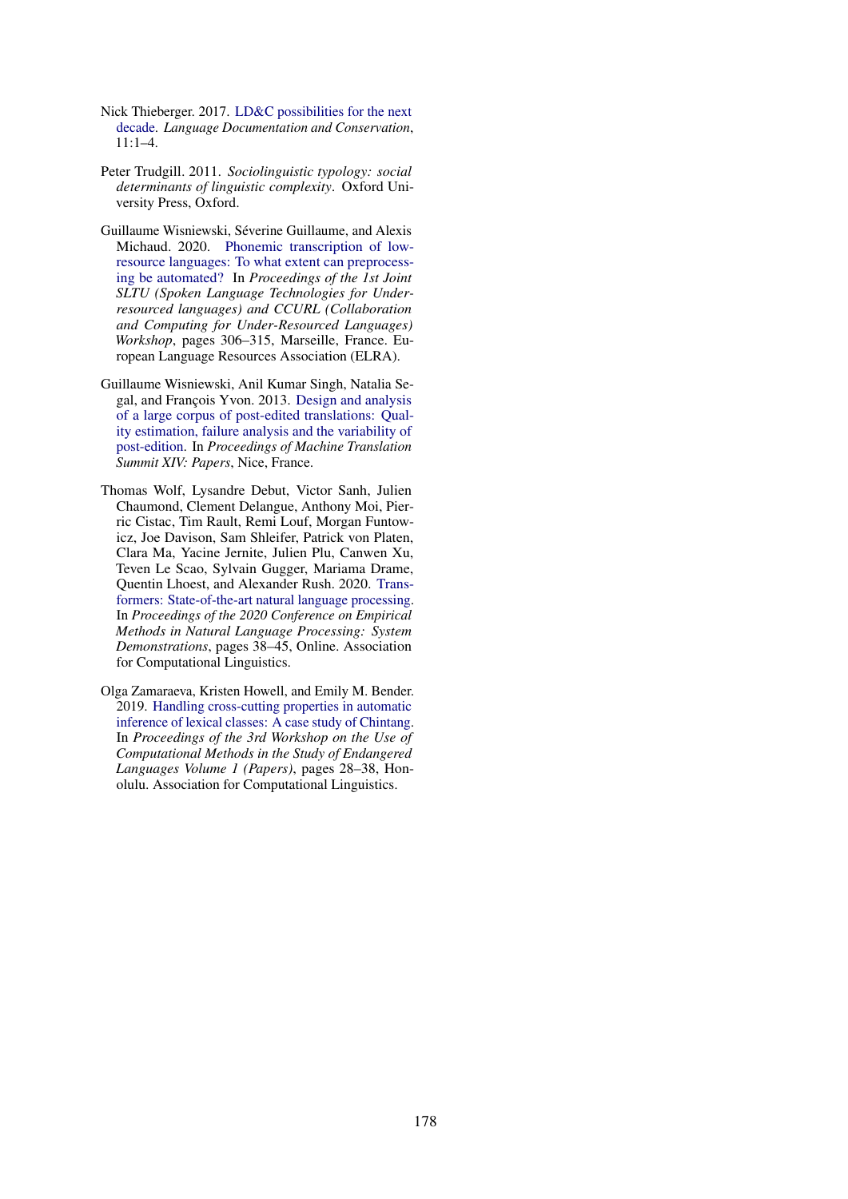Nick Thieberger. 2017. LD&C possibilities for the next decade. *Language Documentation and Conservation*, 11:1–4.

Peter Trudgill. 2011. *Sociolinguistic typology: social determinants of linguistic complexity*. Oxford University Press, Oxford.

Guillaume Wisniewski, Séverine Guillaume, and Alexis Michaud. 2020. Phonemic transcription of low-resource languages: To what extent can preprocessing be automated? In *Proceedings of the 1st Joint SLTU (Spoken Language Technologies for Under-resourced languages) and CCURL (Collaboration and Computing for Under-Resourced Languages) Workshop*, pages 306–315, Marseille, France. European Language Resources Association (ELRA).

Guillaume Wisniewski, Anil Kumar Singh, Natalia Segal, and François Yvon. 2013. Design and analysis of a large corpus of post-edited translations: Quality estimation, failure analysis and the variability of post-edition. In *Proceedings of Machine Translation Summit XIV: Papers*, Nice, France.

Thomas Wolf, Lysandre Debut, Victor Sanh, Julien Chaumond, Clement Delangue, Anthony Moi, Pierric Cistac, Tim Rault, Remi Louf, Morgan Funtowicz, Joe Davison, Sam Shleifer, Patrick von Platen, Clara Ma, Yacine Jernite, Julien Plu, Canwen Xu, Teven Le Scao, Sylvain Gugger, Mariama Drame, Quentin Lhoest, and Alexander Rush. 2020. Transformers: State-of-the-art natural language processing. In *Proceedings of the 2020 Conference on Empirical Methods in Natural Language Processing: System Demonstrations*, pages 38–45, Online. Association for Computational Linguistics.

Olga Zamaraeva, Kristen Howell, and Emily M. Bender. 2019. Handling cross-cutting properties in automatic inference of lexical classes: A case study of Chintang. In *Proceedings of the 3rd Workshop on the Use of Computational Methods in the Study of Endangered Languages Volume 1 (Papers)*, pages 28–38, Honolulu. Association for Computational Linguistics.